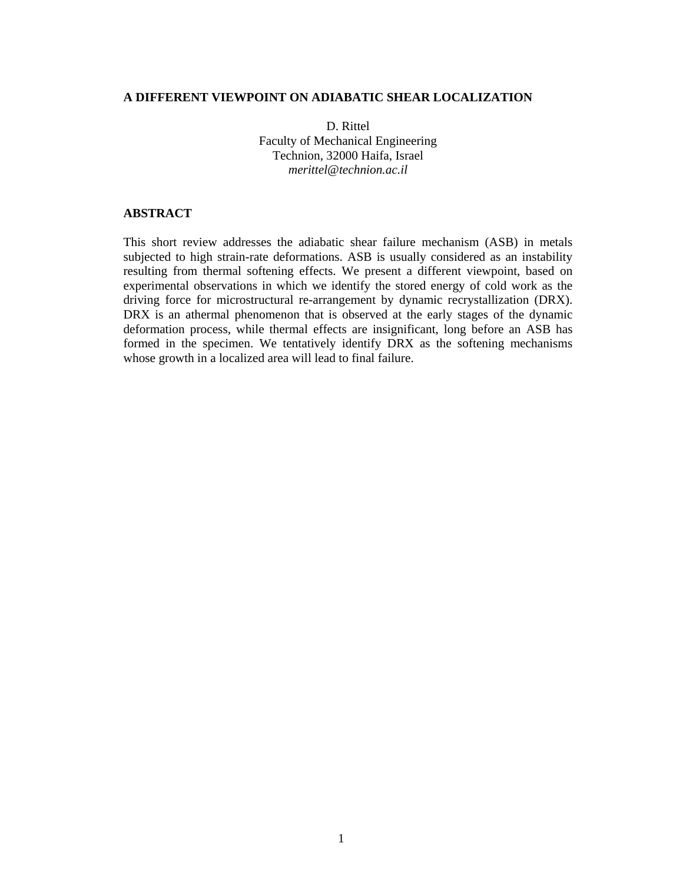# A DIFFERENT VIEWPOINT ON ADIABATIC SHEAR LOCALIZATION

D. Rittel
Faculty of Mechanical Engineering
Technion, 32000 Haifa, Israel
*merittel@technion.ac.il*

## ABSTRACT

This short review addresses the adiabatic shear failure mechanism (ASB) in metals subjected to high strain-rate deformations. ASB is usually considered as an instability resulting from thermal softening effects. We present a different viewpoint, based on experimental observations in which we identify the stored energy of cold work as the driving force for microstructural re-arrangement by dynamic recrystallization (DRX). DRX is an athermal phenomenon that is observed at the early stages of the dynamic deformation process, while thermal effects are insignificant, long before an ASB has formed in the specimen. We tentatively identify DRX as the softening mechanisms whose growth in a localized area will lead to final failure.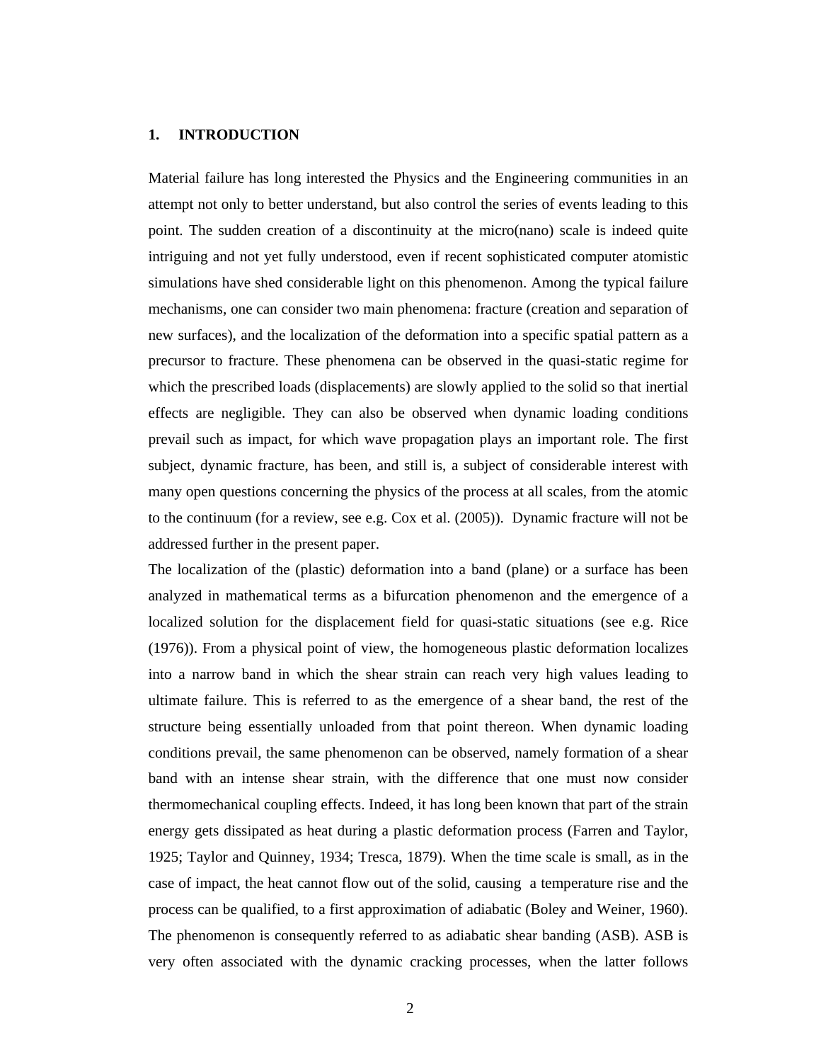## 1. INTRODUCTION

Material failure has long interested the Physics and the Engineering communities in an attempt not only to better understand, but also control the series of events leading to this point. The sudden creation of a discontinuity at the micro(nano) scale is indeed quite intriguing and not yet fully understood, even if recent sophisticated computer atomistic simulations have shed considerable light on this phenomenon. Among the typical failure mechanisms, one can consider two main phenomena: fracture (creation and separation of new surfaces), and the localization of the deformation into a specific spatial pattern as a precursor to fracture. These phenomena can be observed in the quasi-static regime for which the prescribed loads (displacements) are slowly applied to the solid so that inertial effects are negligible. They can also be observed when dynamic loading conditions prevail such as impact, for which wave propagation plays an important role. The first subject, dynamic fracture, has been, and still is, a subject of considerable interest with many open questions concerning the physics of the process at all scales, from the atomic to the continuum (for a review, see e.g. Cox et al. (2005)). Dynamic fracture will not be addressed further in the present paper.

The localization of the (plastic) deformation into a band (plane) or a surface has been analyzed in mathematical terms as a bifurcation phenomenon and the emergence of a localized solution for the displacement field for quasi-static situations (see e.g. Rice (1976)). From a physical point of view, the homogeneous plastic deformation localizes into a narrow band in which the shear strain can reach very high values leading to ultimate failure. This is referred to as the emergence of a shear band, the rest of the structure being essentially unloaded from that point thereon. When dynamic loading conditions prevail, the same phenomenon can be observed, namely formation of a shear band with an intense shear strain, with the difference that one must now consider thermomechanical coupling effects. Indeed, it has long been known that part of the strain energy gets dissipated as heat during a plastic deformation process (Farren and Taylor, 1925; Taylor and Quinney, 1934; Tresca, 1879). When the time scale is small, as in the case of impact, the heat cannot flow out of the solid, causing a temperature rise and the process can be qualified, to a first approximation of adiabatic (Boley and Weiner, 1960). The phenomenon is consequently referred to as adiabatic shear banding (ASB). ASB is very often associated with the dynamic cracking processes, when the latter follows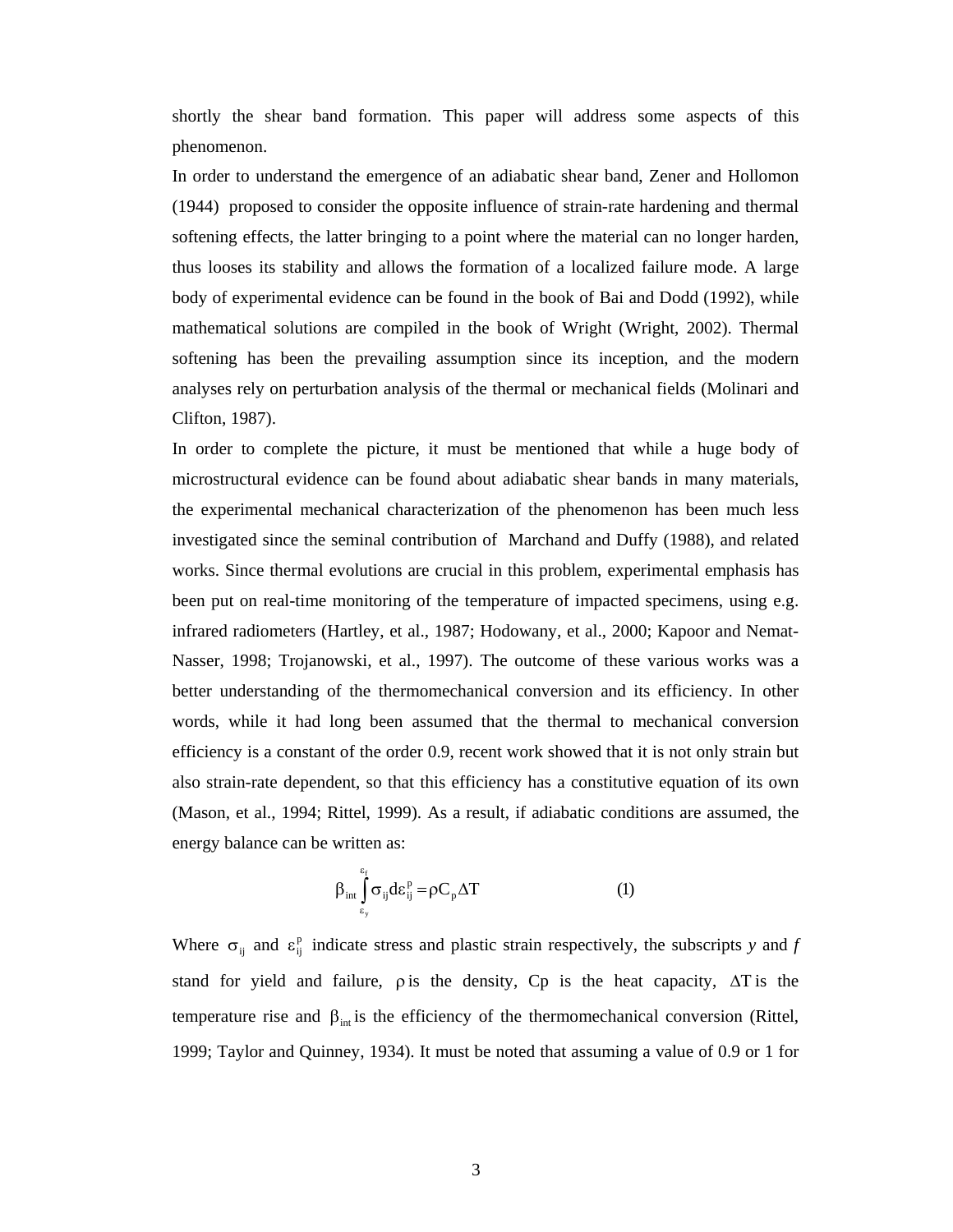shortly the shear band formation. This paper will address some aspects of this phenomenon.

In order to understand the emergence of an adiabatic shear band, Zener and Hollomon (1944) proposed to consider the opposite influence of strain-rate hardening and thermal softening effects, the latter bringing to a point where the material can no longer harden, thus looses its stability and allows the formation of a localized failure mode. A large body of experimental evidence can be found in the book of Bai and Dodd (1992), while mathematical solutions are compiled in the book of Wright (Wright, 2002). Thermal softening has been the prevailing assumption since its inception, and the modern analyses rely on perturbation analysis of the thermal or mechanical fields (Molinari and Clifton, 1987).

In order to complete the picture, it must be mentioned that while a huge body of microstructural evidence can be found about adiabatic shear bands in many materials, the experimental mechanical characterization of the phenomenon has been much less investigated since the seminal contribution of Marchand and Duffy (1988), and related works. Since thermal evolutions are crucial in this problem, experimental emphasis has been put on real-time monitoring of the temperature of impacted specimens, using e.g. infrared radiometers (Hartley, et al., 1987; Hodowany, et al., 2000; Kapoor and Nemat-Nasser, 1998; Trojanowski, et al., 1997). The outcome of these various works was a better understanding of the thermomechanical conversion and its efficiency. In other words, while it had long been assumed that the thermal to mechanical conversion efficiency is a constant of the order 0.9, recent work showed that it is not only strain but also strain-rate dependent, so that this efficiency has a constitutive equation of its own (Mason, et al., 1994; Rittel, 1999). As a result, if adiabatic conditions are assumed, the energy balance can be written as:

$$\beta_{int} \int_{\varepsilon_y}^{\varepsilon_f} \sigma_{ij} d\varepsilon_{ij}^{p} = \rho C_p \Delta T \qquad (1)$$

Where $\sigma_{ij}$ and $\varepsilon_{ij}^{p}$ indicate stress and plastic strain respectively, the subscripts *y* and *f* stand for yield and failure, $\rho$ is the density, Cp is the heat capacity, $\Delta T$ is the temperature rise and $\beta_{int}$ is the efficiency of the thermomechanical conversion (Rittel, 1999; Taylor and Quinney, 1934). It must be noted that assuming a value of 0.9 or 1 for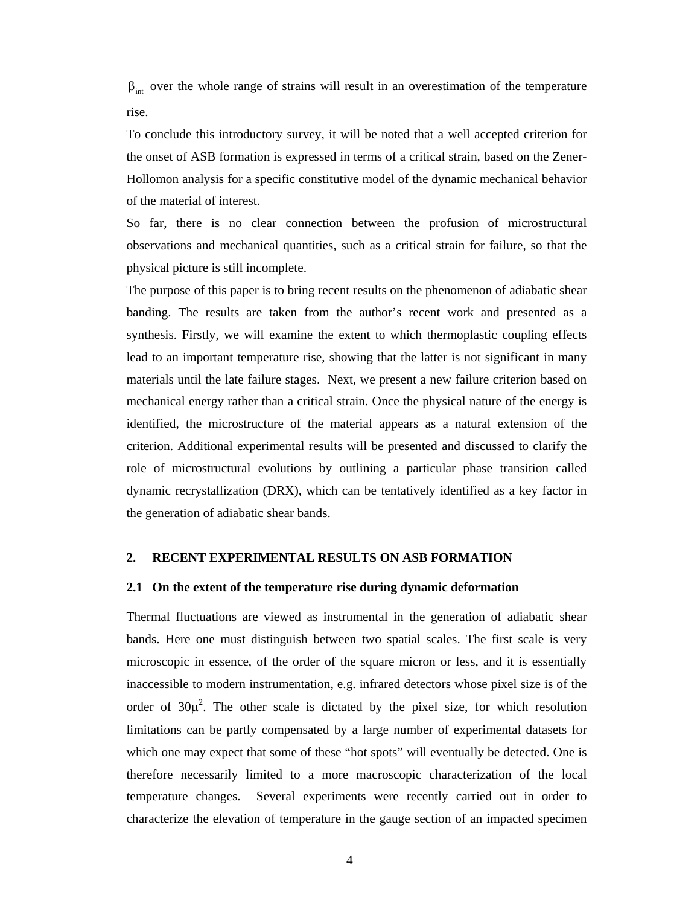$\beta_{int}$ over the whole range of strains will result in an overestimation of the temperature rise.

To conclude this introductory survey, it will be noted that a well accepted criterion for the onset of ASB formation is expressed in terms of a critical strain, based on the Zener-Hollomon analysis for a specific constitutive model of the dynamic mechanical behavior of the material of interest.

So far, there is no clear connection between the profusion of microstructural observations and mechanical quantities, such as a critical strain for failure, so that the physical picture is still incomplete.

The purpose of this paper is to bring recent results on the phenomenon of adiabatic shear banding. The results are taken from the author's recent work and presented as a synthesis. Firstly, we will examine the extent to which thermoplastic coupling effects lead to an important temperature rise, showing that the latter is not significant in many materials until the late failure stages. Next, we present a new failure criterion based on mechanical energy rather than a critical strain. Once the physical nature of the energy is identified, the microstructure of the material appears as a natural extension of the criterion. Additional experimental results will be presented and discussed to clarify the role of microstructural evolutions by outlining a particular phase transition called dynamic recrystallization (DRX), which can be tentatively identified as a key factor in the generation of adiabatic shear bands.

## 2. RECENT EXPERIMENTAL RESULTS ON ASB FORMATION

### 2.1 On the extent of the temperature rise during dynamic deformation

Thermal fluctuations are viewed as instrumental in the generation of adiabatic shear bands. Here one must distinguish between two spatial scales. The first scale is very microscopic in essence, of the order of the square micron or less, and it is essentially inaccessible to modern instrumentation, e.g. infrared detectors whose pixel size is of the order of $30\mu^2$. The other scale is dictated by the pixel size, for which resolution limitations can be partly compensated by a large number of experimental datasets for which one may expect that some of these "hot spots" will eventually be detected. One is therefore necessarily limited to a more macroscopic characterization of the local temperature changes. Several experiments were recently carried out in order to characterize the elevation of temperature in the gauge section of an impacted specimen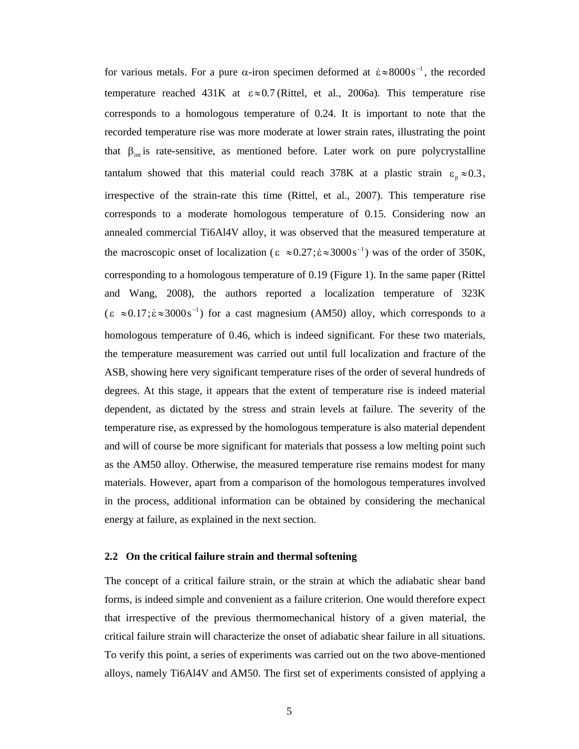for various metals. For a pure α-iron specimen deformed at $\dot{\varepsilon} \approx 8000\,\text{s}^{-1}$, the recorded temperature reached 431K at $\varepsilon \approx 0.7$ (Rittel, et al., 2006a). This temperature rise corresponds to a homologous temperature of 0.24. It is important to note that the recorded temperature rise was more moderate at lower strain rates, illustrating the point that $\beta_{\text{int}}$ is rate-sensitive, as mentioned before. Later work on pure polycrystalline tantalum showed that this material could reach 378K at a plastic strain $\varepsilon_p \approx 0.3$, irrespective of the strain-rate this time (Rittel, et al., 2007). This temperature rise corresponds to a moderate homologous temperature of 0.15. Considering now an annealed commercial Ti6Al4V alloy, it was observed that the measured temperature at the macroscopic onset of localization ($\varepsilon \approx 0.27; \dot{\varepsilon} \approx 3000\,\text{s}^{-1}$) was of the order of 350K, corresponding to a homologous temperature of 0.19 (Figure 1). In the same paper (Rittel and Wang, 2008), the authors reported a localization temperature of 323K ($\varepsilon \approx 0.17; \dot{\varepsilon} \approx 3000\,\text{s}^{-1}$) for a cast magnesium (AM50) alloy, which corresponds to a homologous temperature of 0.46, which is indeed significant. For these two materials, the temperature measurement was carried out until full localization and fracture of the ASB, showing here very significant temperature rises of the order of several hundreds of degrees. At this stage, it appears that the extent of temperature rise is indeed material dependent, as dictated by the stress and strain levels at failure. The severity of the temperature rise, as expressed by the homologous temperature is also material dependent and will of course be more significant for materials that possess a low melting point such as the AM50 alloy. Otherwise, the measured temperature rise remains modest for many materials. However, apart from a comparison of the homologous temperatures involved in the process, additional information can be obtained by considering the mechanical energy at failure, as explained in the next section.

### 2.2 On the critical failure strain and thermal softening

The concept of a critical failure strain, or the strain at which the adiabatic shear band forms, is indeed simple and convenient as a failure criterion. One would therefore expect that irrespective of the previous thermomechanical history of a given material, the critical failure strain will characterize the onset of adiabatic shear failure in all situations. To verify this point, a series of experiments was carried out on the two above-mentioned alloys, namely Ti6Al4V and AM50. The first set of experiments consisted of applying a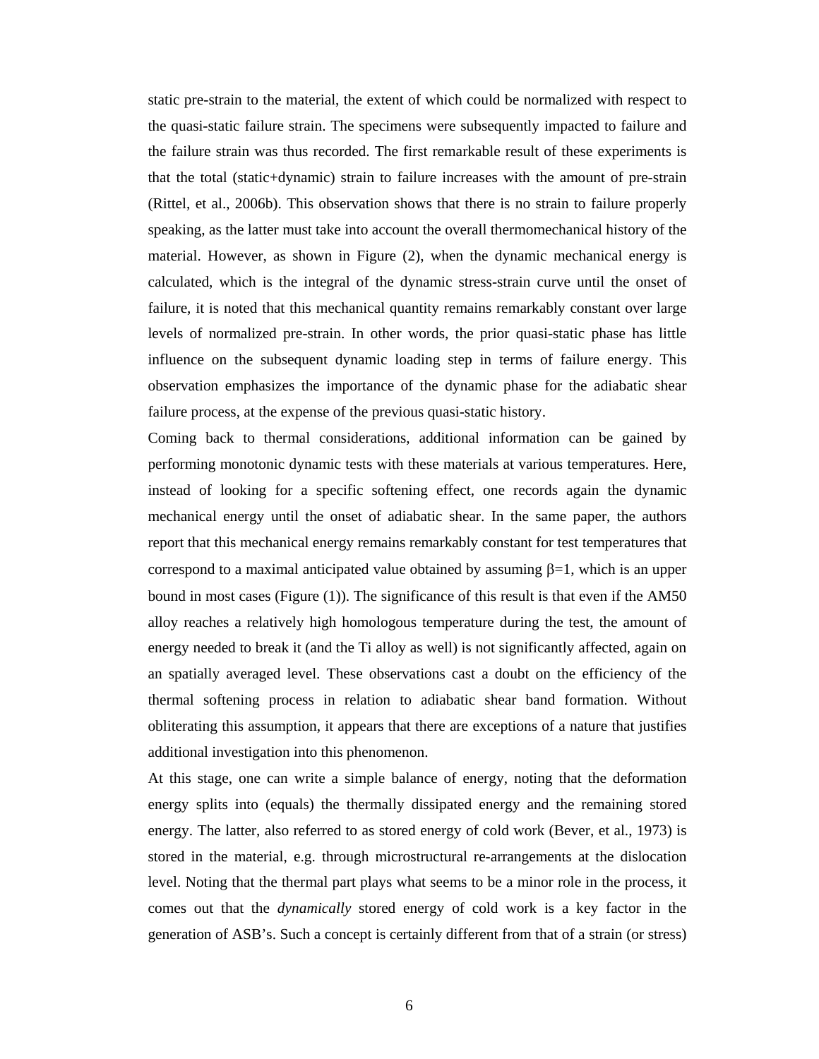static pre-strain to the material, the extent of which could be normalized with respect to the quasi-static failure strain. The specimens were subsequently impacted to failure and the failure strain was thus recorded. The first remarkable result of these experiments is that the total (static+dynamic) strain to failure increases with the amount of pre-strain (Rittel, et al., 2006b). This observation shows that there is no strain to failure properly speaking, as the latter must take into account the overall thermomechanical history of the material. However, as shown in Figure (2), when the dynamic mechanical energy is calculated, which is the integral of the dynamic stress-strain curve until the onset of failure, it is noted that this mechanical quantity remains remarkably constant over large levels of normalized pre-strain. In other words, the prior quasi-static phase has little influence on the subsequent dynamic loading step in terms of failure energy. This observation emphasizes the importance of the dynamic phase for the adiabatic shear failure process, at the expense of the previous quasi-static history.

Coming back to thermal considerations, additional information can be gained by performing monotonic dynamic tests with these materials at various temperatures. Here, instead of looking for a specific softening effect, one records again the dynamic mechanical energy until the onset of adiabatic shear. In the same paper, the authors report that this mechanical energy remains remarkably constant for test temperatures that correspond to a maximal anticipated value obtained by assuming $\beta=1$, which is an upper bound in most cases (Figure (1)). The significance of this result is that even if the AM50 alloy reaches a relatively high homologous temperature during the test, the amount of energy needed to break it (and the Ti alloy as well) is not significantly affected, again on an spatially averaged level. These observations cast a doubt on the efficiency of the thermal softening process in relation to adiabatic shear band formation. Without obliterating this assumption, it appears that there are exceptions of a nature that justifies additional investigation into this phenomenon.

At this stage, one can write a simple balance of energy, noting that the deformation energy splits into (equals) the thermally dissipated energy and the remaining stored energy. The latter, also referred to as stored energy of cold work (Bever, et al., 1973) is stored in the material, e.g. through microstructural re-arrangements at the dislocation level. Noting that the thermal part plays what seems to be a minor role in the process, it comes out that the *dynamically* stored energy of cold work is a key factor in the generation of ASB's. Such a concept is certainly different from that of a strain (or stress)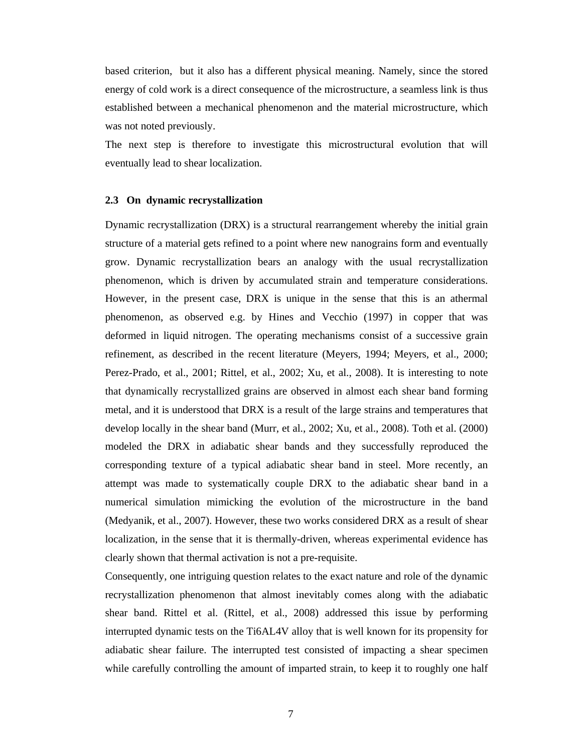based criterion,  but it also has a different physical meaning. Namely, since the stored energy of cold work is a direct consequence of the microstructure, a seamless link is thus established between a mechanical phenomenon and the material microstructure, which was not noted previously.

The next step is therefore to investigate this microstructural evolution that will eventually lead to shear localization.

### 2.3 On dynamic recrystallization

Dynamic recrystallization (DRX) is a structural rearrangement whereby the initial grain structure of a material gets refined to a point where new nanograins form and eventually grow. Dynamic recrystallization bears an analogy with the usual recrystallization phenomenon, which is driven by accumulated strain and temperature considerations. However, in the present case, DRX is unique in the sense that this is an athermal phenomenon, as observed e.g. by Hines and Vecchio (1997) in copper that was deformed in liquid nitrogen. The operating mechanisms consist of a successive grain refinement, as described in the recent literature (Meyers, 1994; Meyers, et al., 2000; Perez-Prado, et al., 2001; Rittel, et al., 2002; Xu, et al., 2008). It is interesting to note that dynamically recrystallized grains are observed in almost each shear band forming metal, and it is understood that DRX is a result of the large strains and temperatures that develop locally in the shear band (Murr, et al., 2002; Xu, et al., 2008). Toth et al. (2000) modeled the DRX in adiabatic shear bands and they successfully reproduced the corresponding texture of a typical adiabatic shear band in steel. More recently, an attempt was made to systematically couple DRX to the adiabatic shear band in a numerical simulation mimicking the evolution of the microstructure in the band (Medyanik, et al., 2007). However, these two works considered DRX as a result of shear localization, in the sense that it is thermally-driven, whereas experimental evidence has clearly shown that thermal activation is not a pre-requisite.

Consequently, one intriguing question relates to the exact nature and role of the dynamic recrystallization phenomenon that almost inevitably comes along with the adiabatic shear band. Rittel et al. (Rittel, et al., 2008) addressed this issue by performing interrupted dynamic tests on the Ti6AL4V alloy that is well known for its propensity for adiabatic shear failure. The interrupted test consisted of impacting a shear specimen while carefully controlling the amount of imparted strain, to keep it to roughly one half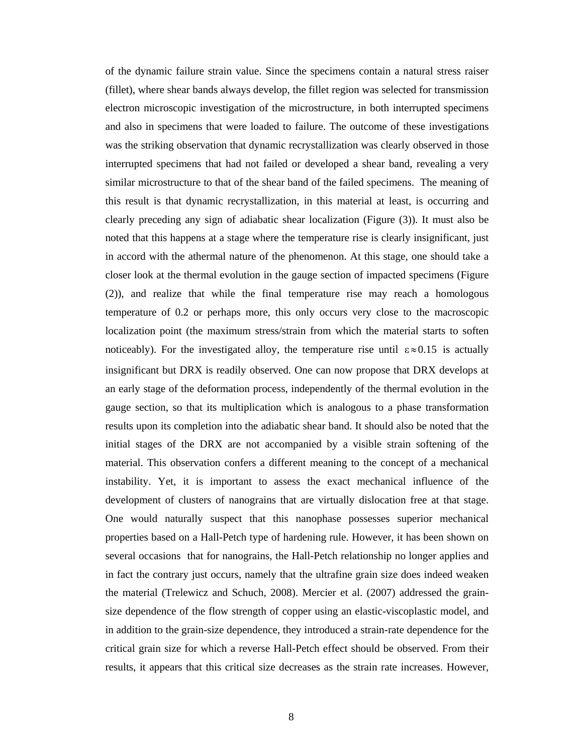of the dynamic failure strain value. Since the specimens contain a natural stress raiser (fillet), where shear bands always develop, the fillet region was selected for transmission electron microscopic investigation of the microstructure, in both interrupted specimens and also in specimens that were loaded to failure. The outcome of these investigations was the striking observation that dynamic recrystallization was clearly observed in those interrupted specimens that had not failed or developed a shear band, revealing a very similar microstructure to that of the shear band of the failed specimens. The meaning of this result is that dynamic recrystallization, in this material at least, is occurring and clearly preceding any sign of adiabatic shear localization (Figure (3)). It must also be noted that this happens at a stage where the temperature rise is clearly insignificant, just in accord with the athermal nature of the phenomenon. At this stage, one should take a closer look at the thermal evolution in the gauge section of impacted specimens (Figure (2)), and realize that while the final temperature rise may reach a homologous temperature of 0.2 or perhaps more, this only occurs very close to the macroscopic localization point (the maximum stress/strain from which the material starts to soften noticeably). For the investigated alloy, the temperature rise until $\varepsilon \approx 0.15$ is actually insignificant but DRX is readily observed. One can now propose that DRX develops at an early stage of the deformation process, independently of the thermal evolution in the gauge section, so that its multiplication which is analogous to a phase transformation results upon its completion into the adiabatic shear band. It should also be noted that the initial stages of the DRX are not accompanied by a visible strain softening of the material. This observation confers a different meaning to the concept of a mechanical instability. Yet, it is important to assess the exact mechanical influence of the development of clusters of nanograins that are virtually dislocation free at that stage. One would naturally suspect that this nanophase possesses superior mechanical properties based on a Hall-Petch type of hardening rule. However, it has been shown on several occasions that for nanograins, the Hall-Petch relationship no longer applies and in fact the contrary just occurs, namely that the ultrafine grain size does indeed weaken the material (Trelewicz and Schuch, 2008). Mercier et al. (2007) addressed the grain-size dependence of the flow strength of copper using an elastic-viscoplastic model, and in addition to the grain-size dependence, they introduced a strain-rate dependence for the critical grain size for which a reverse Hall-Petch effect should be observed. From their results, it appears that this critical size decreases as the strain rate increases. However,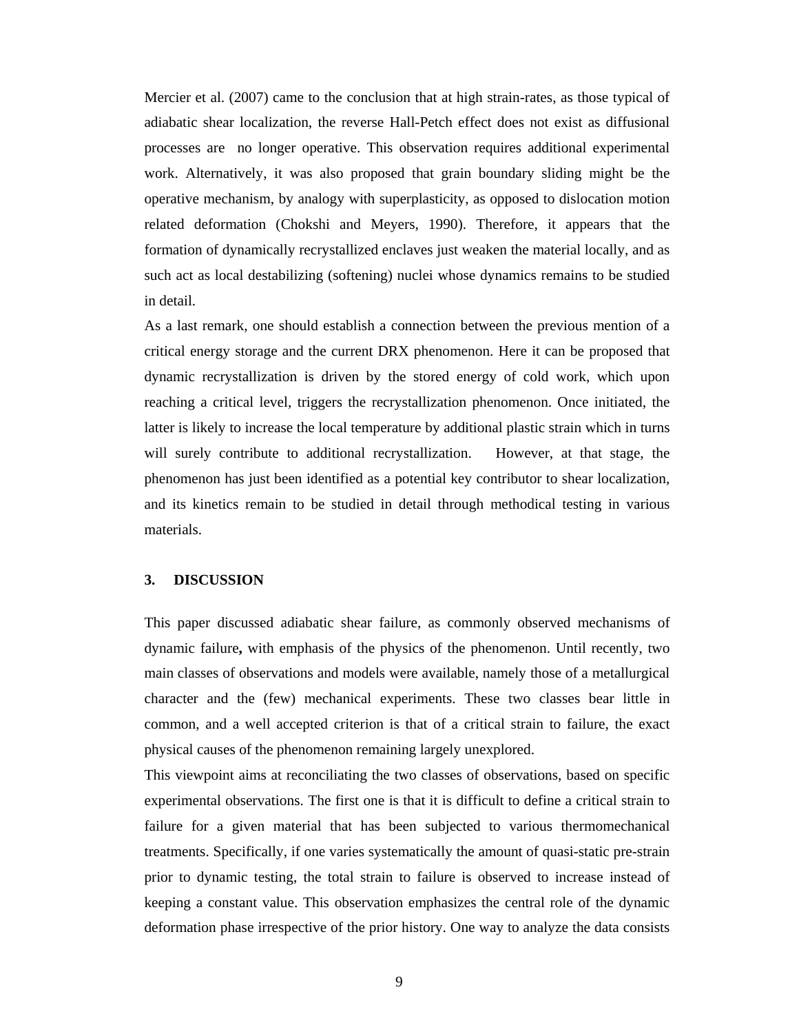Mercier et al. (2007) came to the conclusion that at high strain-rates, as those typical of adiabatic shear localization, the reverse Hall-Petch effect does not exist as diffusional processes are no longer operative. This observation requires additional experimental work. Alternatively, it was also proposed that grain boundary sliding might be the operative mechanism, by analogy with superplasticity, as opposed to dislocation motion related deformation (Chokshi and Meyers, 1990). Therefore, it appears that the formation of dynamically recrystallized enclaves just weaken the material locally, and as such act as local destabilizing (softening) nuclei whose dynamics remains to be studied in detail.

As a last remark, one should establish a connection between the previous mention of a critical energy storage and the current DRX phenomenon. Here it can be proposed that dynamic recrystallization is driven by the stored energy of cold work, which upon reaching a critical level, triggers the recrystallization phenomenon. Once initiated, the latter is likely to increase the local temperature by additional plastic strain which in turns will surely contribute to additional recrystallization. However, at that stage, the phenomenon has just been identified as a potential key contributor to shear localization, and its kinetics remain to be studied in detail through methodical testing in various materials.

## 3. DISCUSSION

This paper discussed adiabatic shear failure, as commonly observed mechanisms of dynamic failure**,** with emphasis of the physics of the phenomenon. Until recently, two main classes of observations and models were available, namely those of a metallurgical character and the (few) mechanical experiments. These two classes bear little in common, and a well accepted criterion is that of a critical strain to failure, the exact physical causes of the phenomenon remaining largely unexplored.

This viewpoint aims at reconciliating the two classes of observations, based on specific experimental observations. The first one is that it is difficult to define a critical strain to failure for a given material that has been subjected to various thermomechanical treatments. Specifically, if one varies systematically the amount of quasi-static pre-strain prior to dynamic testing, the total strain to failure is observed to increase instead of keeping a constant value. This observation emphasizes the central role of the dynamic deformation phase irrespective of the prior history. One way to analyze the data consists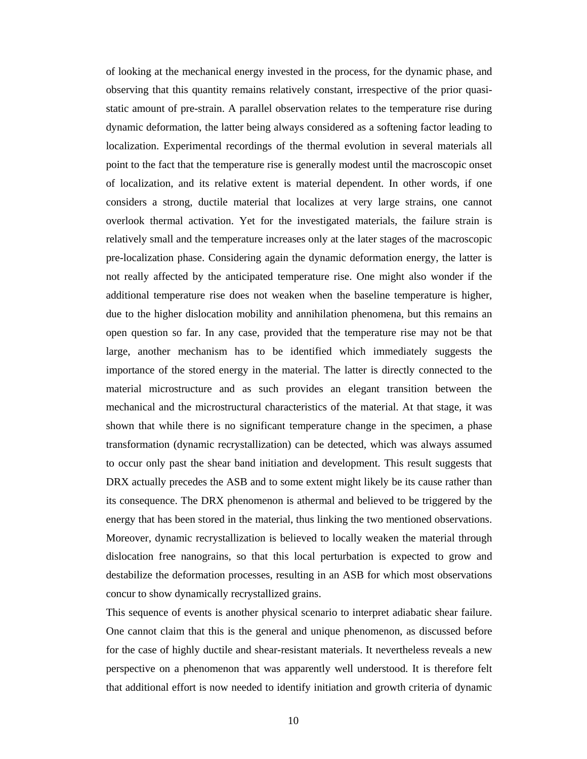of looking at the mechanical energy invested in the process, for the dynamic phase, and observing that this quantity remains relatively constant, irrespective of the prior quasi-static amount of pre-strain. A parallel observation relates to the temperature rise during dynamic deformation, the latter being always considered as a softening factor leading to localization. Experimental recordings of the thermal evolution in several materials all point to the fact that the temperature rise is generally modest until the macroscopic onset of localization, and its relative extent is material dependent. In other words, if one considers a strong, ductile material that localizes at very large strains, one cannot overlook thermal activation. Yet for the investigated materials, the failure strain is relatively small and the temperature increases only at the later stages of the macroscopic pre-localization phase. Considering again the dynamic deformation energy, the latter is not really affected by the anticipated temperature rise. One might also wonder if the additional temperature rise does not weaken when the baseline temperature is higher, due to the higher dislocation mobility and annihilation phenomena, but this remains an open question so far. In any case, provided that the temperature rise may not be that large, another mechanism has to be identified which immediately suggests the importance of the stored energy in the material. The latter is directly connected to the material microstructure and as such provides an elegant transition between the mechanical and the microstructural characteristics of the material. At that stage, it was shown that while there is no significant temperature change in the specimen, a phase transformation (dynamic recrystallization) can be detected, which was always assumed to occur only past the shear band initiation and development. This result suggests that DRX actually precedes the ASB and to some extent might likely be its cause rather than its consequence. The DRX phenomenon is athermal and believed to be triggered by the energy that has been stored in the material, thus linking the two mentioned observations. Moreover, dynamic recrystallization is believed to locally weaken the material through dislocation free nanograins, so that this local perturbation is expected to grow and destabilize the deformation processes, resulting in an ASB for which most observations concur to show dynamically recrystallized grains.

This sequence of events is another physical scenario to interpret adiabatic shear failure. One cannot claim that this is the general and unique phenomenon, as discussed before for the case of highly ductile and shear-resistant materials. It nevertheless reveals a new perspective on a phenomenon that was apparently well understood. It is therefore felt that additional effort is now needed to identify initiation and growth criteria of dynamic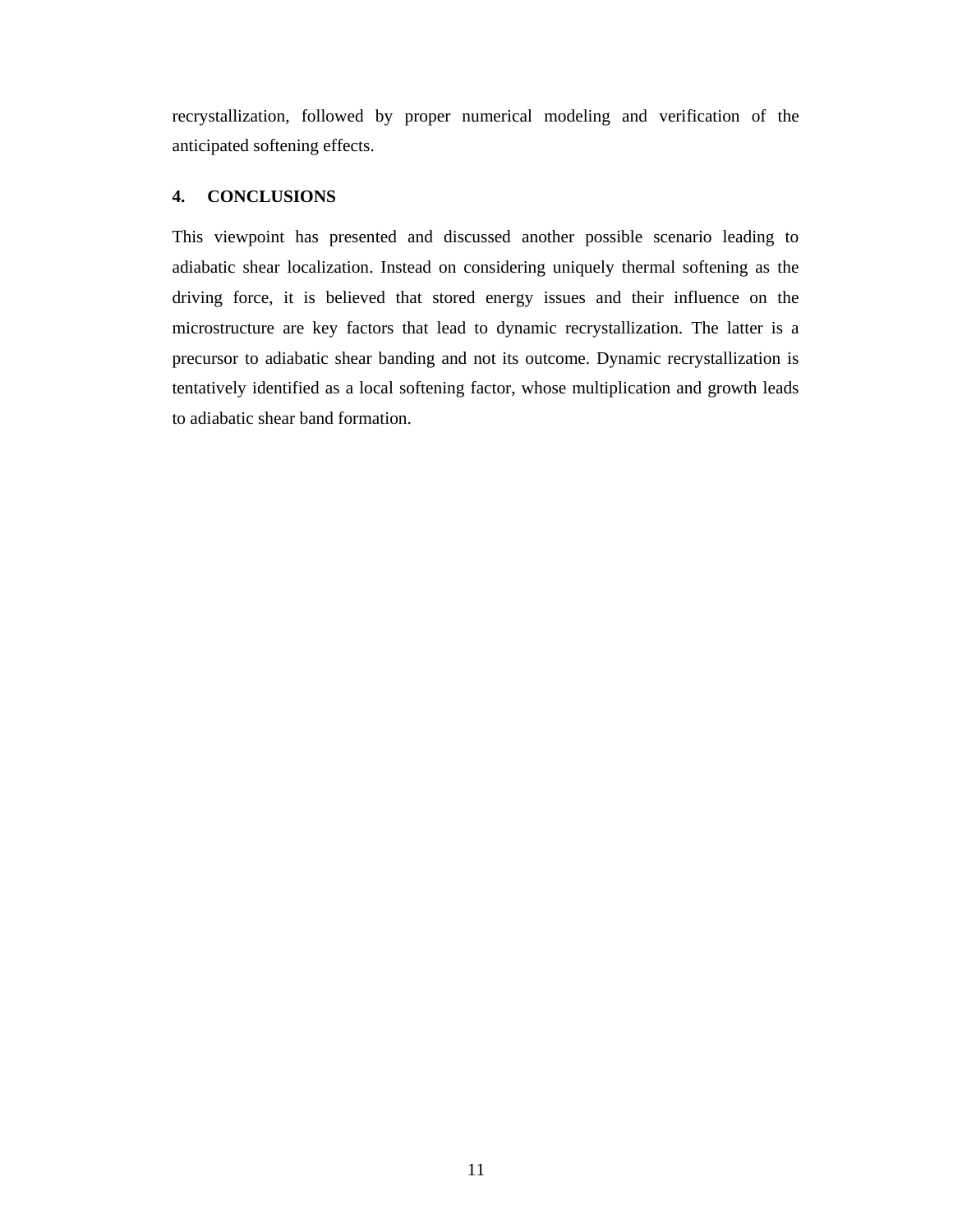recrystallization, followed by proper numerical modeling and verification of the anticipated softening effects.

## 4. CONCLUSIONS

This viewpoint has presented and discussed another possible scenario leading to adiabatic shear localization. Instead on considering uniquely thermal softening as the driving force, it is believed that stored energy issues and their influence on the microstructure are key factors that lead to dynamic recrystallization. The latter is a precursor to adiabatic shear banding and not its outcome. Dynamic recrystallization is tentatively identified as a local softening factor, whose multiplication and growth leads to adiabatic shear band formation.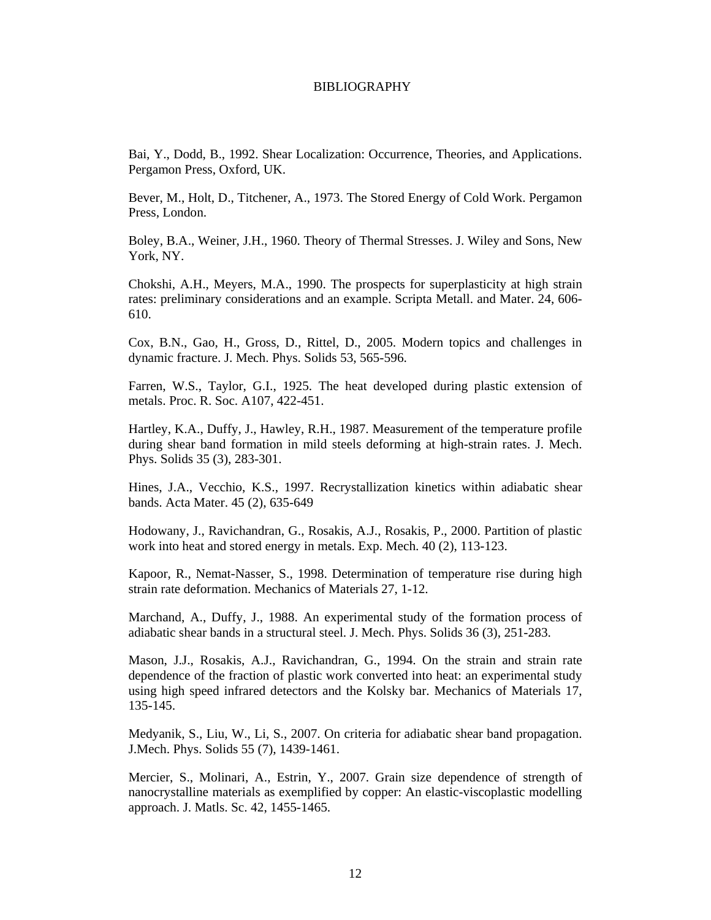# BIBLIOGRAPHY

Bai, Y., Dodd, B., 1992. Shear Localization: Occurrence, Theories, and Applications. Pergamon Press, Oxford, UK.

Bever, M., Holt, D., Titchener, A., 1973. The Stored Energy of Cold Work. Pergamon Press, London.

Boley, B.A., Weiner, J.H., 1960. Theory of Thermal Stresses. J. Wiley and Sons, New York, NY.

Chokshi, A.H., Meyers, M.A., 1990. The prospects for superplasticity at high strain rates: preliminary considerations and an example. Scripta Metall. and Mater. 24, 606-610.

Cox, B.N., Gao, H., Gross, D., Rittel, D., 2005. Modern topics and challenges in dynamic fracture. J. Mech. Phys. Solids 53, 565-596.

Farren, W.S., Taylor, G.I., 1925. The heat developed during plastic extension of metals. Proc. R. Soc. A107, 422-451.

Hartley, K.A., Duffy, J., Hawley, R.H., 1987. Measurement of the temperature profile during shear band formation in mild steels deforming at high-strain rates. J. Mech. Phys. Solids 35 (3), 283-301.

Hines, J.A., Vecchio, K.S., 1997. Recrystallization kinetics within adiabatic shear bands. Acta Mater. 45 (2), 635-649

Hodowany, J., Ravichandran, G., Rosakis, A.J., Rosakis, P., 2000. Partition of plastic work into heat and stored energy in metals. Exp. Mech. 40 (2), 113-123.

Kapoor, R., Nemat-Nasser, S., 1998. Determination of temperature rise during high strain rate deformation. Mechanics of Materials 27, 1-12.

Marchand, A., Duffy, J., 1988. An experimental study of the formation process of adiabatic shear bands in a structural steel. J. Mech. Phys. Solids 36 (3), 251-283.

Mason, J.J., Rosakis, A.J., Ravichandran, G., 1994. On the strain and strain rate dependence of the fraction of plastic work converted into heat: an experimental study using high speed infrared detectors and the Kolsky bar. Mechanics of Materials 17, 135-145.

Medyanik, S., Liu, W., Li, S., 2007. On criteria for adiabatic shear band propagation. J.Mech. Phys. Solids 55 (7), 1439-1461.

Mercier, S., Molinari, A., Estrin, Y., 2007. Grain size dependence of strength of nanocrystalline materials as exemplified by copper: An elastic-viscoplastic modelling approach. J. Matls. Sc. 42, 1455-1465.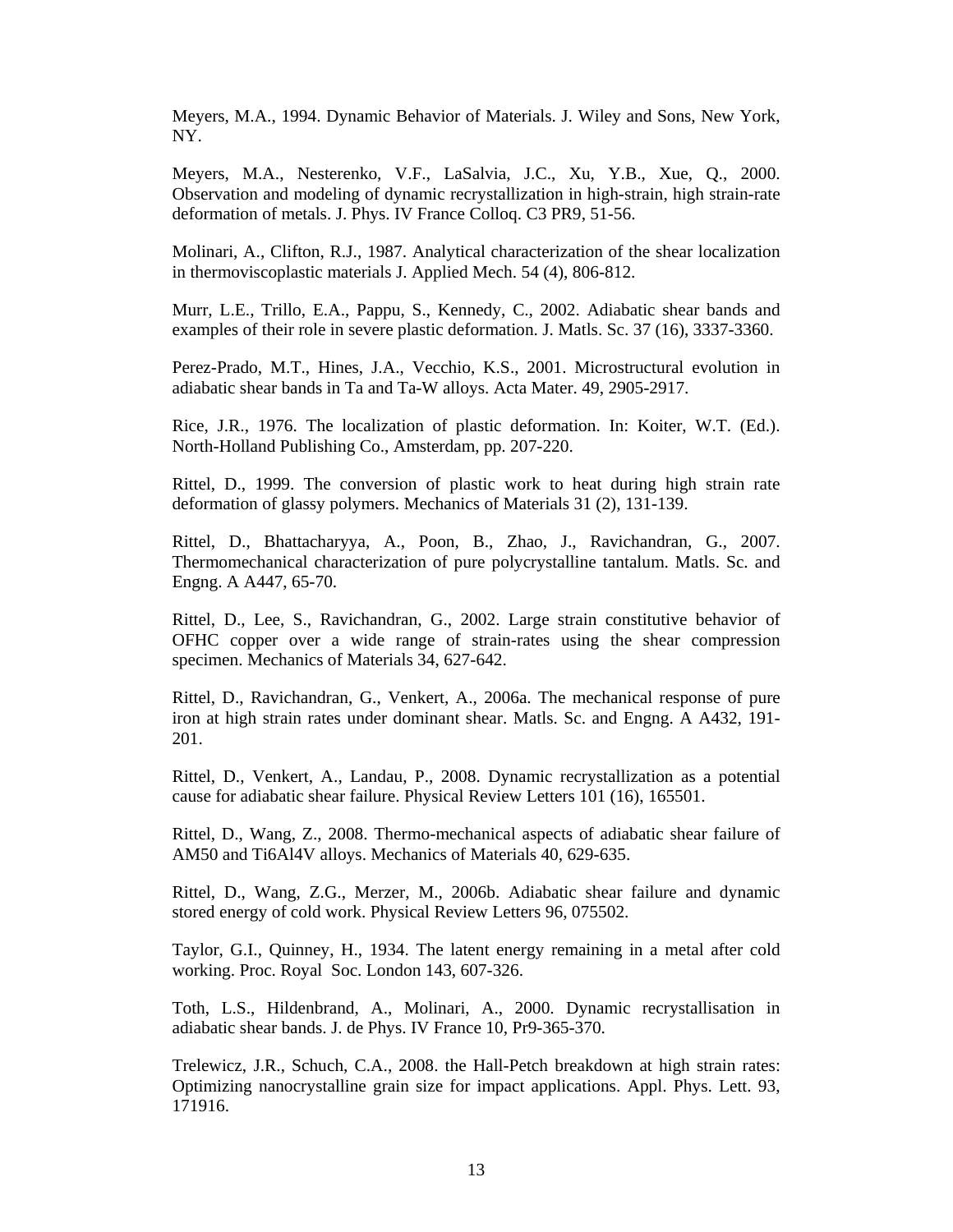Meyers, M.A., 1994. Dynamic Behavior of Materials. J. Wiley and Sons, New York, NY.

Meyers, M.A., Nesterenko, V.F., LaSalvia, J.C., Xu, Y.B., Xue, Q., 2000. Observation and modeling of dynamic recrystallization in high-strain, high strain-rate deformation of metals. J. Phys. IV France Colloq. C3 PR9, 51-56.

Molinari, A., Clifton, R.J., 1987. Analytical characterization of the shear localization in thermoviscoplastic materials J. Applied Mech. 54 (4), 806-812.

Murr, L.E., Trillo, E.A., Pappu, S., Kennedy, C., 2002. Adiabatic shear bands and examples of their role in severe plastic deformation. J. Matls. Sc. 37 (16), 3337-3360.

Perez-Prado, M.T., Hines, J.A., Vecchio, K.S., 2001. Microstructural evolution in adiabatic shear bands in Ta and Ta-W alloys. Acta Mater. 49, 2905-2917.

Rice, J.R., 1976. The localization of plastic deformation. In: Koiter, W.T. (Ed.). North-Holland Publishing Co., Amsterdam, pp. 207-220.

Rittel, D., 1999. The conversion of plastic work to heat during high strain rate deformation of glassy polymers. Mechanics of Materials 31 (2), 131-139.

Rittel, D., Bhattacharyya, A., Poon, B., Zhao, J., Ravichandran, G., 2007. Thermomechanical characterization of pure polycrystalline tantalum. Matls. Sc. and Engng. A A447, 65-70.

Rittel, D., Lee, S., Ravichandran, G., 2002. Large strain constitutive behavior of OFHC copper over a wide range of strain-rates using the shear compression specimen. Mechanics of Materials 34, 627-642.

Rittel, D., Ravichandran, G., Venkert, A., 2006a. The mechanical response of pure iron at high strain rates under dominant shear. Matls. Sc. and Engng. A A432, 191-201.

Rittel, D., Venkert, A., Landau, P., 2008. Dynamic recrystallization as a potential cause for adiabatic shear failure. Physical Review Letters 101 (16), 165501.

Rittel, D., Wang, Z., 2008. Thermo-mechanical aspects of adiabatic shear failure of AM50 and Ti6Al4V alloys. Mechanics of Materials 40, 629-635.

Rittel, D., Wang, Z.G., Merzer, M., 2006b. Adiabatic shear failure and dynamic stored energy of cold work. Physical Review Letters 96, 075502.

Taylor, G.I., Quinney, H., 1934. The latent energy remaining in a metal after cold working. Proc. Royal Soc. London 143, 607-326.

Toth, L.S., Hildenbrand, A., Molinari, A., 2000. Dynamic recrystallisation in adiabatic shear bands. J. de Phys. IV France 10, Pr9-365-370.

Trelewicz, J.R., Schuch, C.A., 2008. the Hall-Petch breakdown at high strain rates: Optimizing nanocrystalline grain size for impact applications. Appl. Phys. Lett. 93, 171916.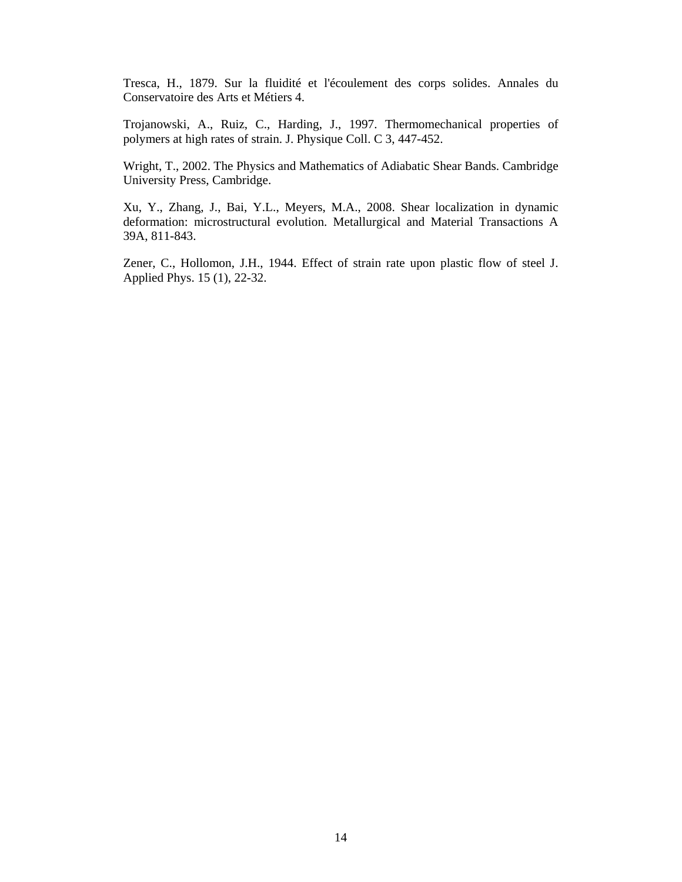Tresca, H., 1879. Sur la fluidité et l'écoulement des corps solides. Annales du Conservatoire des Arts et Métiers 4.

Trojanowski, A., Ruiz, C., Harding, J., 1997. Thermomechanical properties of polymers at high rates of strain. J. Physique Coll. C 3, 447-452.

Wright, T., 2002. The Physics and Mathematics of Adiabatic Shear Bands. Cambridge University Press, Cambridge.

Xu, Y., Zhang, J., Bai, Y.L., Meyers, M.A., 2008. Shear localization in dynamic deformation: microstructural evolution. Metallurgical and Material Transactions A 39A, 811-843.

Zener, C., Hollomon, J.H., 1944. Effect of strain rate upon plastic flow of steel J. Applied Phys. 15 (1), 22-32.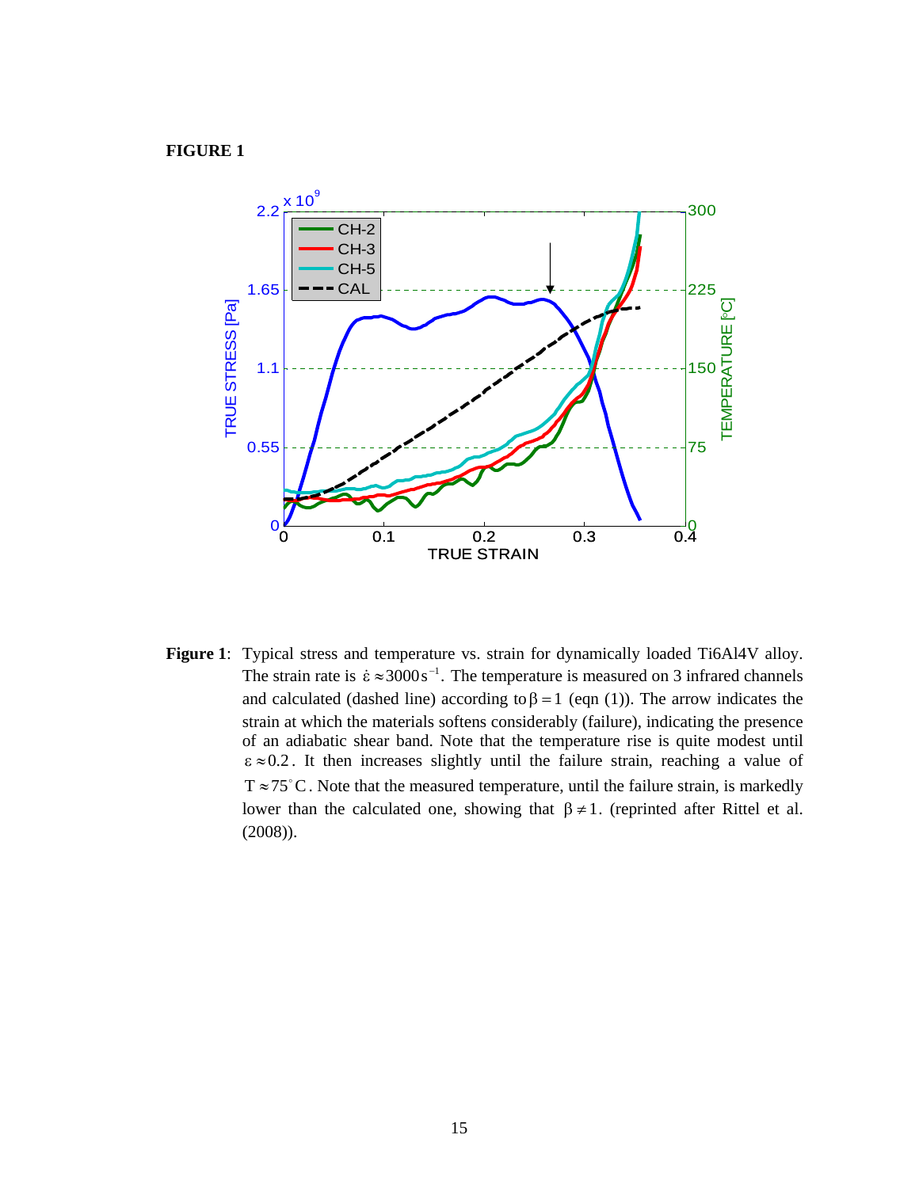**FIGURE 1**

**Figure 1**: Typical stress and temperature vs. strain for dynamically loaded Ti6Al4V alloy. The strain rate is $\dot{\varepsilon} \approx 3000\,s^{-1}$. The temperature is measured on 3 infrared channels and calculated (dashed line) according to $\beta = 1$ (eqn (1)). The arrow indicates the strain at which the materials softens considerably (failure), indicating the presence of an adiabatic shear band. Note that the temperature rise is quite modest until $\varepsilon \approx 0.2$. It then increases slightly until the failure strain, reaching a value of $T \approx 75^{\circ}C$. Note that the measured temperature, until the failure strain, is markedly lower than the calculated one, showing that $\beta \neq 1$. (reprinted after Rittel et al. (2008)).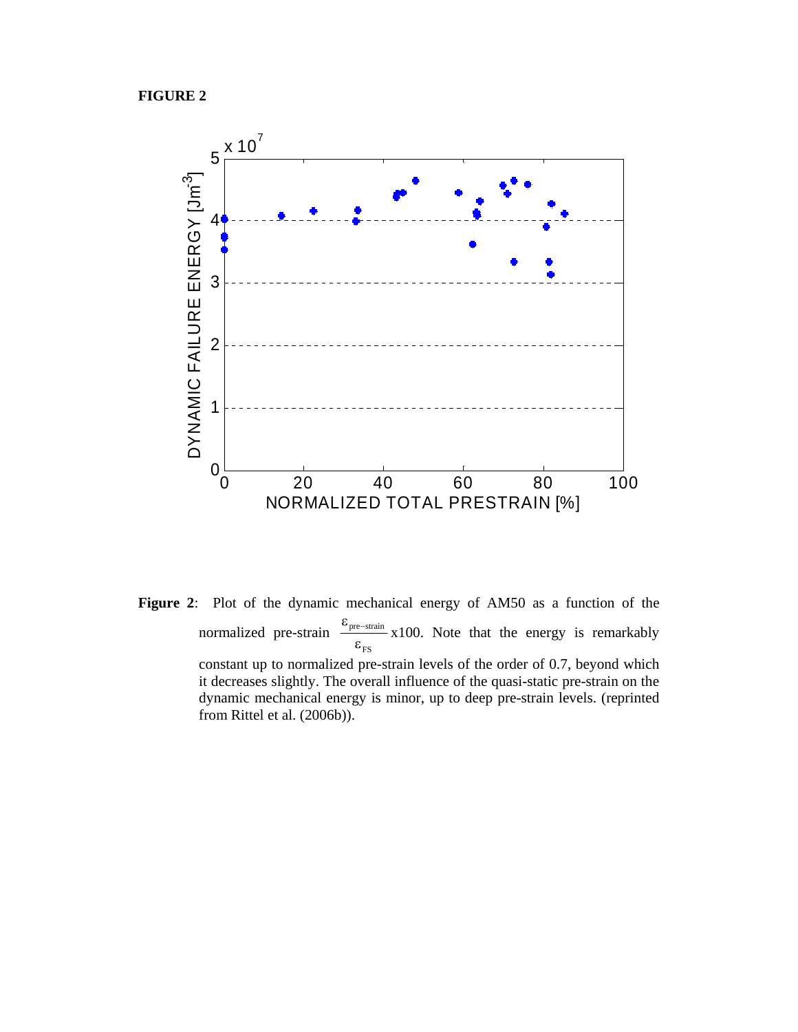**FIGURE 2**

**Figure 2**: Plot of the dynamic mechanical energy of AM50 as a function of the normalized pre-strain $\frac{\varepsilon_{\text{pre-strain}}}{\varepsilon_{FS}}$ x100. Note that the energy is remarkably constant up to normalized pre-strain levels of the order of 0.7, beyond which it decreases slightly. The overall influence of the quasi-static pre-strain on the dynamic mechanical energy is minor, up to deep pre-strain levels. (reprinted from Rittel et al. (2006b)).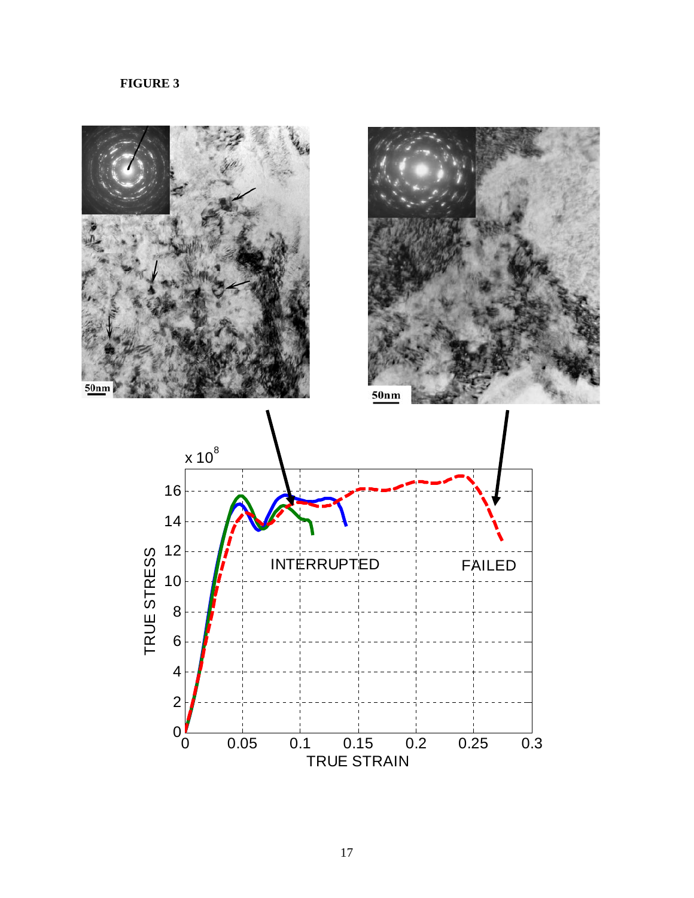**FIGURE 3**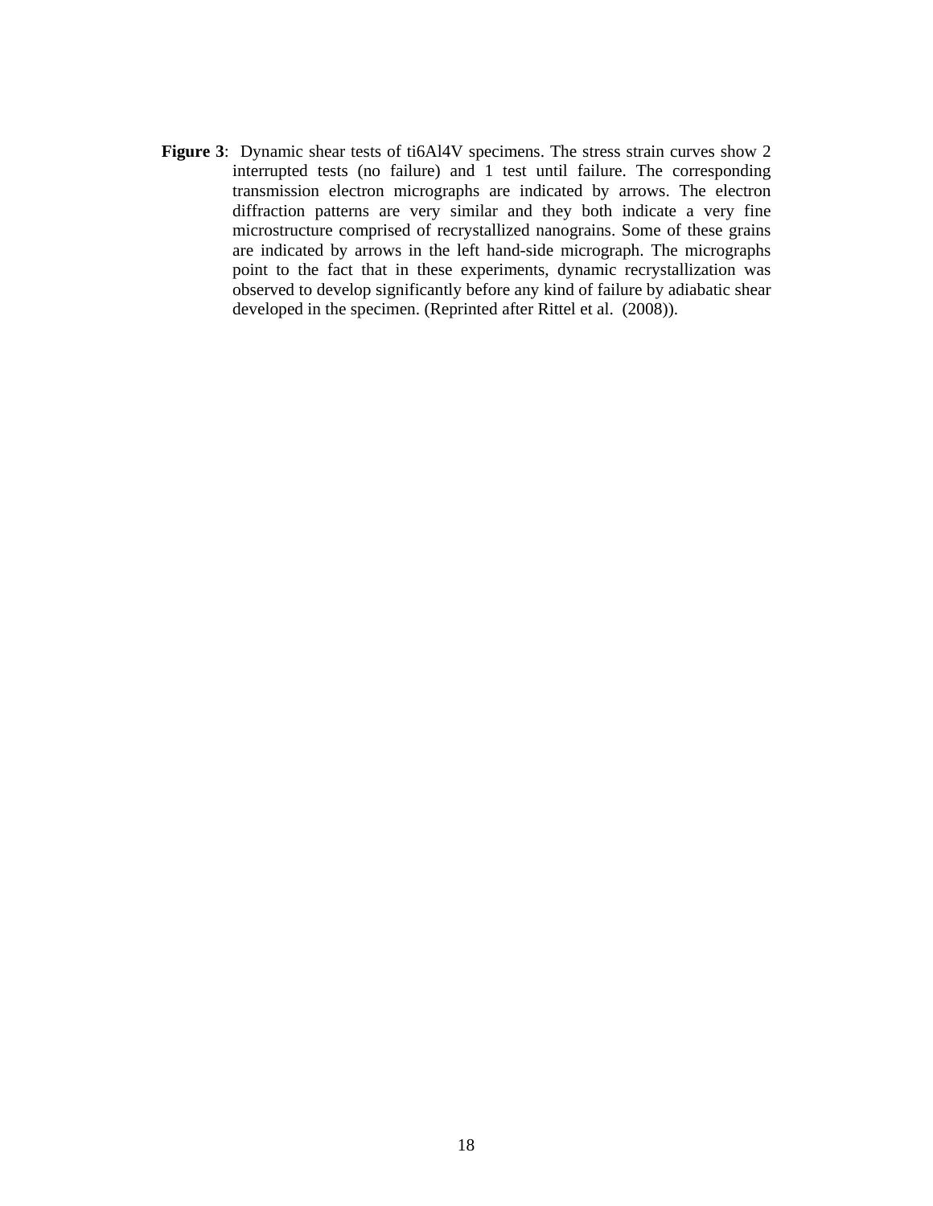**Figure 3**: Dynamic shear tests of ti6Al4V specimens. The stress strain curves show 2 interrupted tests (no failure) and 1 test until failure. The corresponding transmission electron micrographs are indicated by arrows. The electron diffraction patterns are very similar and they both indicate a very fine microstructure comprised of recrystallized nanograins. Some of these grains are indicated by arrows in the left hand-side micrograph. The micrographs point to the fact that in these experiments, dynamic recrystallization was observed to develop significantly before any kind of failure by adiabatic shear developed in the specimen. (Reprinted after Rittel et al. (2008)).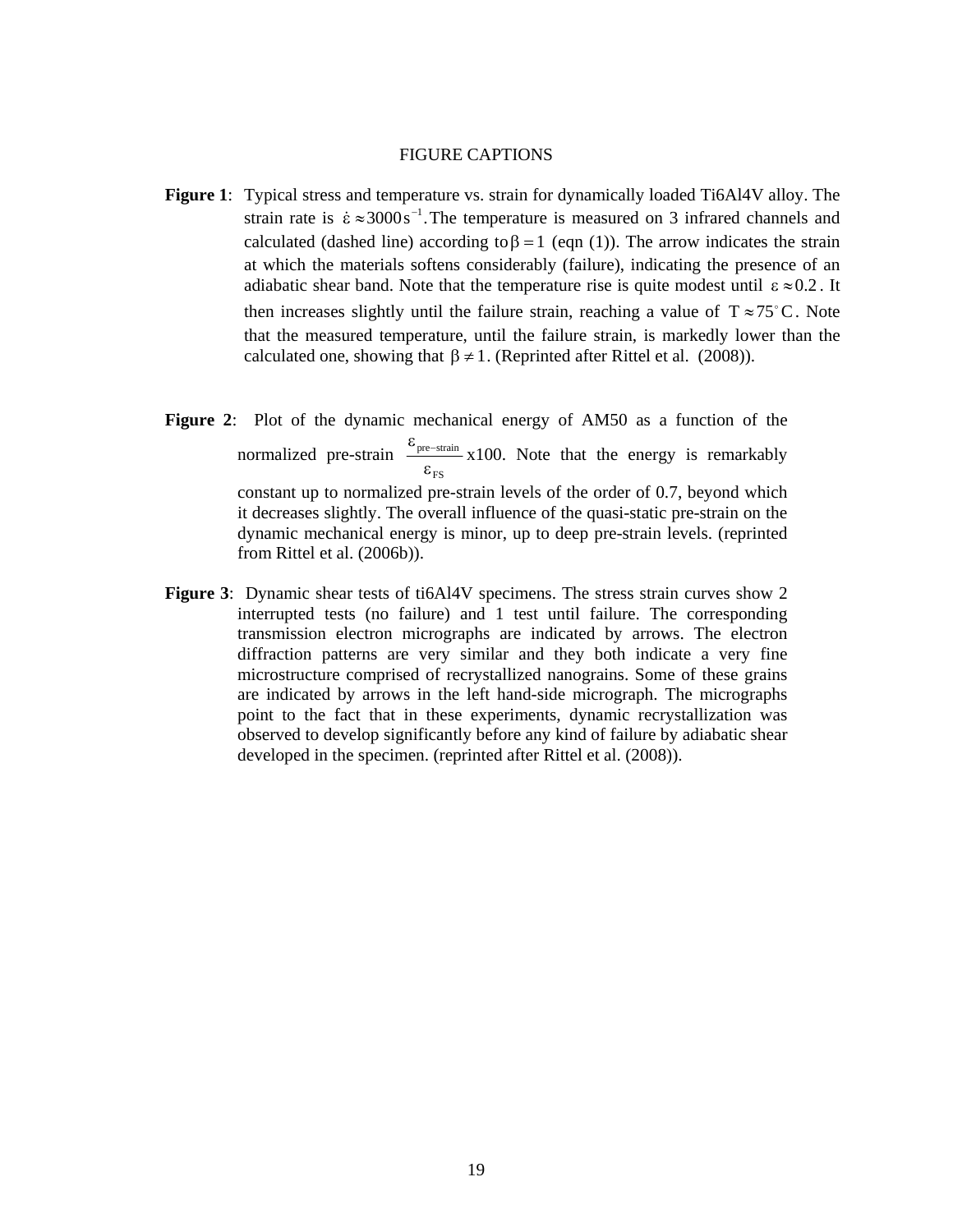# FIGURE CAPTIONS

**Figure 1**: Typical stress and temperature vs. strain for dynamically loaded Ti6Al4V alloy. The strain rate is $\dot{\varepsilon} \approx 3000\,s^{-1}$. The temperature is measured on 3 infrared channels and calculated (dashed line) according to $\beta = 1$ (eqn (1)). The arrow indicates the strain at which the materials softens considerably (failure), indicating the presence of an adiabatic shear band. Note that the temperature rise is quite modest until $\varepsilon \approx 0.2$. It then increases slightly until the failure strain, reaching a value of $T \approx 75^{\circ}C$. Note that the measured temperature, until the failure strain, is markedly lower than the calculated one, showing that $\beta \neq 1$. (Reprinted after Rittel et al. (2008)).

**Figure 2**: Plot of the dynamic mechanical energy of AM50 as a function of the normalized pre-strain $\frac{\varepsilon_{pre-strain}}{\varepsilon_{FS}}$ x100. Note that the energy is remarkably constant up to normalized pre-strain levels of the order of 0.7, beyond which it decreases slightly. The overall influence of the quasi-static pre-strain on the dynamic mechanical energy is minor, up to deep pre-strain levels. (reprinted from Rittel et al. (2006b)).

**Figure 3**: Dynamic shear tests of ti6Al4V specimens. The stress strain curves show 2 interrupted tests (no failure) and 1 test until failure. The corresponding transmission electron micrographs are indicated by arrows. The electron diffraction patterns are very similar and they both indicate a very fine microstructure comprised of recrystallized nanograins. Some of these grains are indicated by arrows in the left hand-side micrograph. The micrographs point to the fact that in these experiments, dynamic recrystallization was observed to develop significantly before any kind of failure by adiabatic shear developed in the specimen. (reprinted after Rittel et al. (2008)).